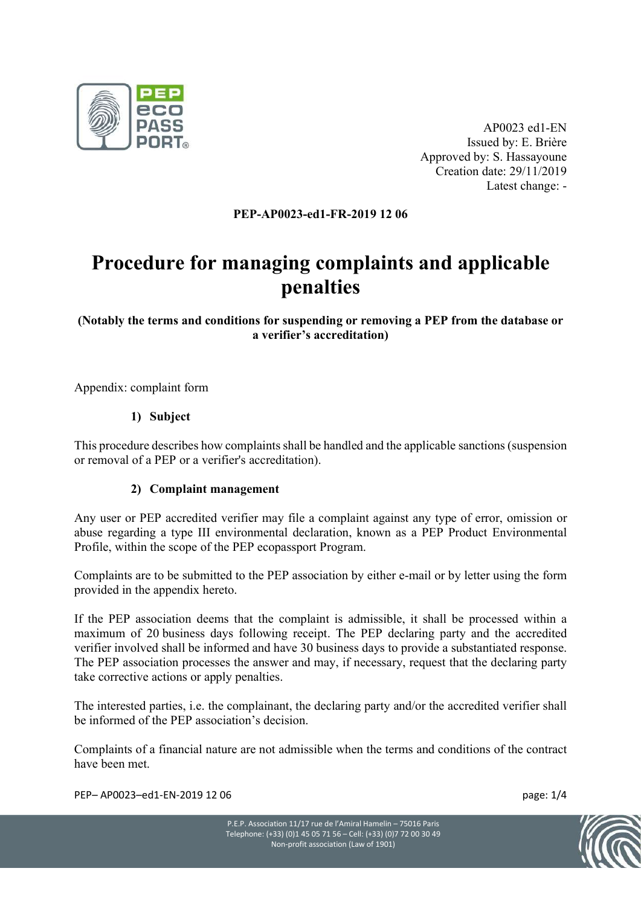AP0023 ed1-EN
Issued by: E. Brière
Approved by: S. Hassayoune
Creation date: 29/11/2019
Latest change: -

**PEP-AP0023-ed1-FR-2019 12 06**

# Procedure for managing complaints and applicable penalties

**(Notably the terms and conditions for suspending or removing a PEP from the database or a verifier's accreditation)**

Appendix: complaint form

## 1) Subject

This procedure describes how complaints shall be handled and the applicable sanctions (suspension or removal of a PEP or a verifier's accreditation).

## 2) Complaint management

Any user or PEP accredited verifier may file a complaint against any type of error, omission or abuse regarding a type III environmental declaration, known as a PEP Product Environmental Profile, within the scope of the PEP ecopassport Program.

Complaints are to be submitted to the PEP association by either e-mail or by letter using the form provided in the appendix hereto.

If the PEP association deems that the complaint is admissible, it shall be processed within a maximum of 20 business days following receipt. The PEP declaring party and the accredited verifier involved shall be informed and have 30 business days to provide a substantiated response. The PEP association processes the answer and may, if necessary, request that the declaring party take corrective actions or apply penalties.

The interested parties, i.e. the complainant, the declaring party and/or the accredited verifier shall be informed of the PEP association's decision.

Complaints of a financial nature are not admissible when the terms and conditions of the contract have been met.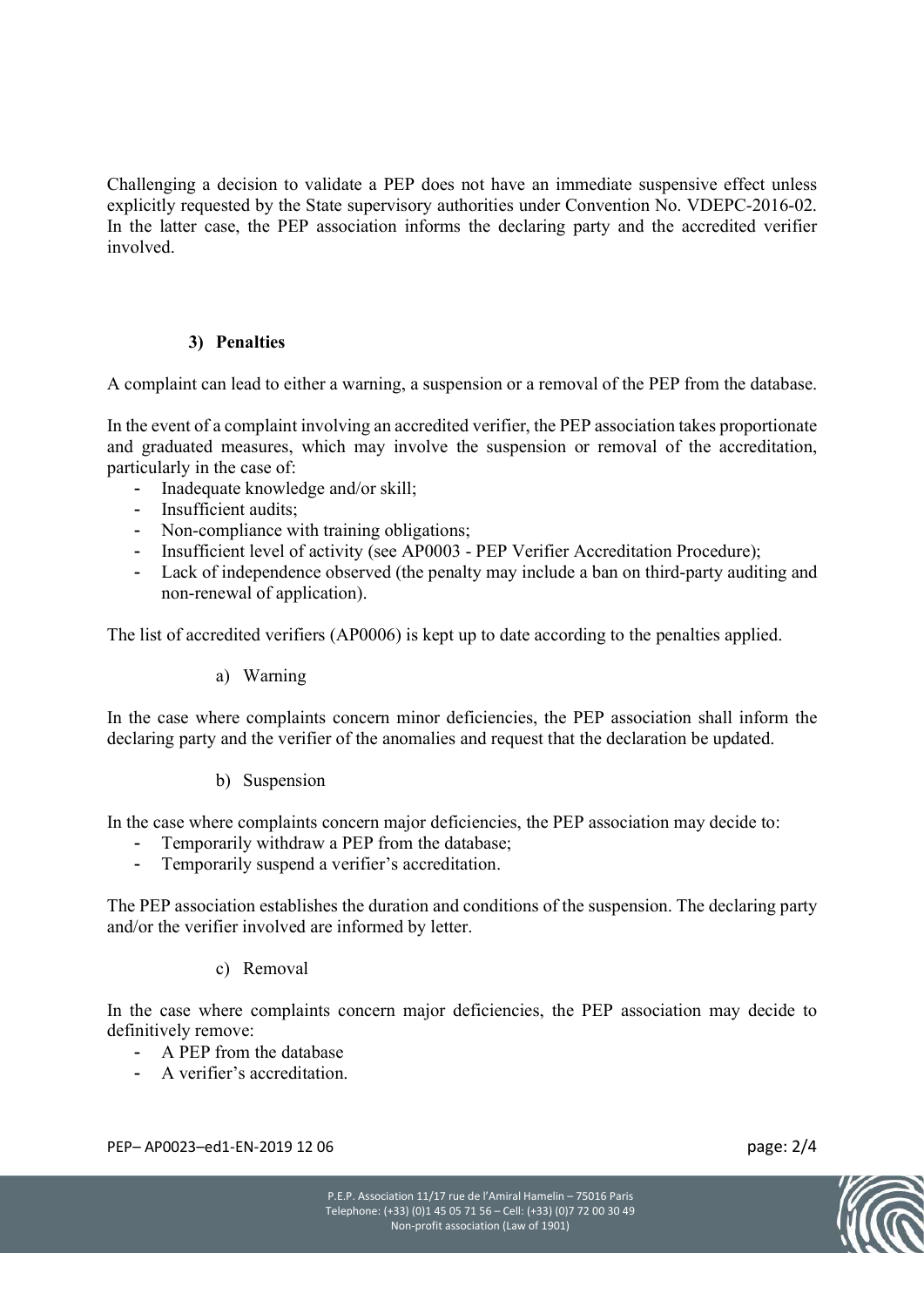Challenging a decision to validate a PEP does not have an immediate suspensive effect unless explicitly requested by the State supervisory authorities under Convention No. VDEPC-2016-02. In the latter case, the PEP association informs the declaring party and the accredited verifier involved.

### 3) Penalties

A complaint can lead to either a warning, a suspension or a removal of the PEP from the database.

In the event of a complaint involving an accredited verifier, the PEP association takes proportionate and graduated measures, which may involve the suspension or removal of the accreditation, particularly in the case of:

- Inadequate knowledge and/or skill;
- Insufficient audits;
- Non-compliance with training obligations;
- Insufficient level of activity (see AP0003 - PEP Verifier Accreditation Procedure);
- Lack of independence observed (the penalty may include a ban on third-party auditing and non-renewal of application).

The list of accredited verifiers (AP0006) is kept up to date according to the penalties applied.

#### a) Warning

In the case where complaints concern minor deficiencies, the PEP association shall inform the declaring party and the verifier of the anomalies and request that the declaration be updated.

#### b) Suspension

In the case where complaints concern major deficiencies, the PEP association may decide to:

- Temporarily withdraw a PEP from the database;
- Temporarily suspend a verifier's accreditation.

The PEP association establishes the duration and conditions of the suspension. The declaring party and/or the verifier involved are informed by letter.

#### c) Removal

In the case where complaints concern major deficiencies, the PEP association may decide to definitively remove:

- A PEP from the database
- A verifier's accreditation.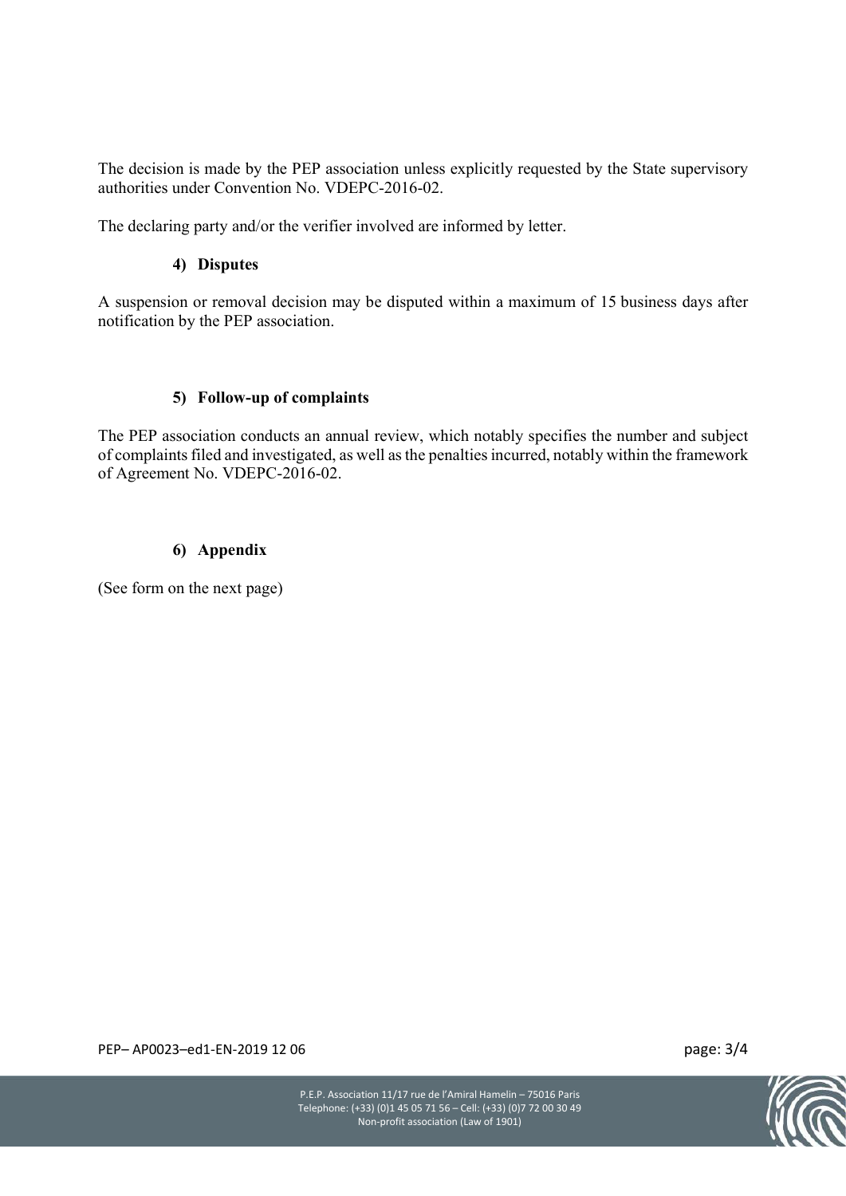The decision is made by the PEP association unless explicitly requested by the State supervisory authorities under Convention No. VDEPC-2016-02.

The declaring party and/or the verifier involved are informed by letter.

### 4) Disputes

A suspension or removal decision may be disputed within a maximum of 15 business days after notification by the PEP association.

### 5) Follow-up of complaints

The PEP association conducts an annual review, which notably specifies the number and subject of complaints filed and investigated, as well as the penalties incurred, notably within the framework of Agreement No. VDEPC-2016-02.

### 6) Appendix

(See form on the next page)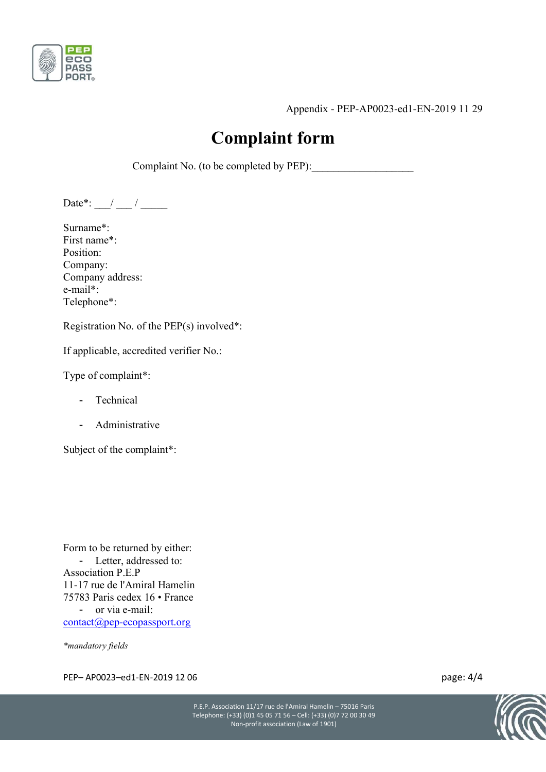Appendix - PEP-AP0023-ed1-EN-2019 11 29

# Complaint form

Complaint No. (to be completed by PEP):___________________

Date*: ___/ ___ / _____

Surname*:
First name*:
Position:
Company:
Company address:
e-mail*:
Telephone*:

Registration No. of the PEP(s) involved*:

If applicable, accredited verifier No.:

Type of complaint*:

- Technical
- Administrative

Subject of the complaint*:

Form to be returned by either:

- Letter, addressed to:

Association P.E.P
11-17 rue de l'Amiral Hamelin
75783 Paris cedex 16 • France

- or via e-mail:

contact@pep-ecopassport.org

*\*mandatory fields*

P.E.P. Association 11/17 rue de l'Amiral Hamelin – 75016 Paris
Telephone: (+33) (0)1 45 05 71 56 – Cell: (+33) (0)7 72 00 30 49
Non-profit association (Law of 1901)